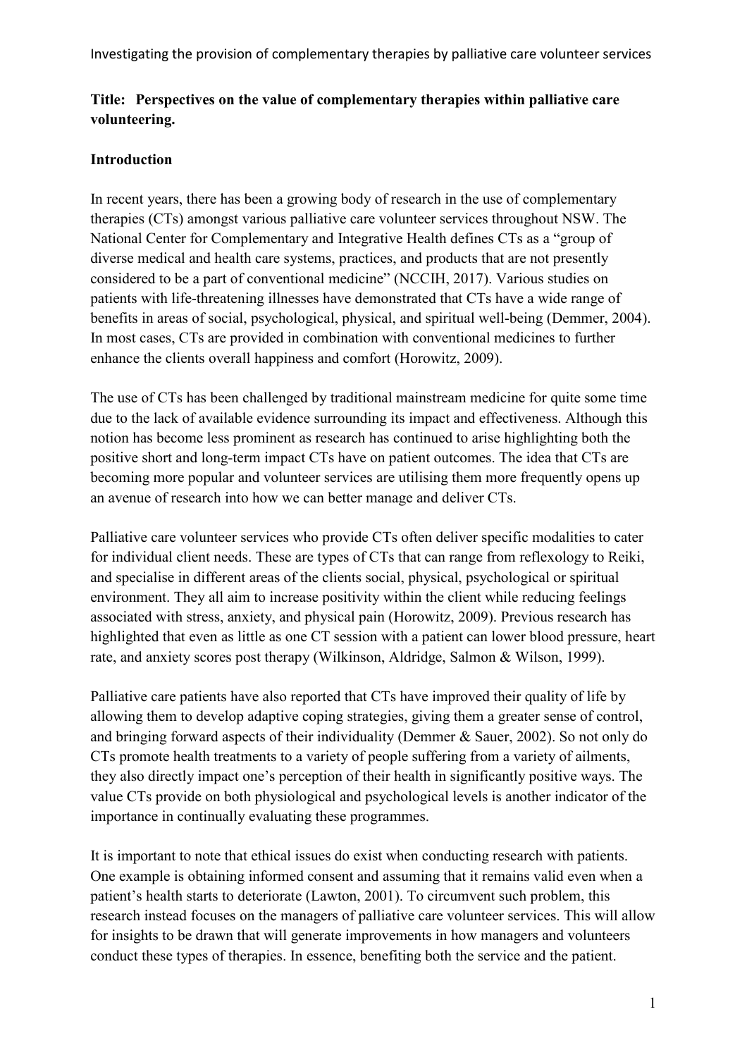**Title: Perspectives on the value of complementary therapies within palliative care volunteering.**

## Introduction

In recent years, there has been a growing body of research in the use of complementary therapies (CTs) amongst various palliative care volunteer services throughout NSW. The National Center for Complementary and Integrative Health defines CTs as a "group of diverse medical and health care systems, practices, and products that are not presently considered to be a part of conventional medicine" (NCCIH, 2017). Various studies on patients with life-threatening illnesses have demonstrated that CTs have a wide range of benefits in areas of social, psychological, physical, and spiritual well-being (Demmer, 2004). In most cases, CTs are provided in combination with conventional medicines to further enhance the clients overall happiness and comfort (Horowitz, 2009).

The use of CTs has been challenged by traditional mainstream medicine for quite some time due to the lack of available evidence surrounding its impact and effectiveness. Although this notion has become less prominent as research has continued to arise highlighting both the positive short and long-term impact CTs have on patient outcomes. The idea that CTs are becoming more popular and volunteer services are utilising them more frequently opens up an avenue of research into how we can better manage and deliver CTs.

Palliative care volunteer services who provide CTs often deliver specific modalities to cater for individual client needs. These are types of CTs that can range from reflexology to Reiki, and specialise in different areas of the clients social, physical, psychological or spiritual environment. They all aim to increase positivity within the client while reducing feelings associated with stress, anxiety, and physical pain (Horowitz, 2009). Previous research has highlighted that even as little as one CT session with a patient can lower blood pressure, heart rate, and anxiety scores post therapy (Wilkinson, Aldridge, Salmon & Wilson, 1999).

Palliative care patients have also reported that CTs have improved their quality of life by allowing them to develop adaptive coping strategies, giving them a greater sense of control, and bringing forward aspects of their individuality (Demmer & Sauer, 2002). So not only do CTs promote health treatments to a variety of people suffering from a variety of ailments, they also directly impact one's perception of their health in significantly positive ways. The value CTs provide on both physiological and psychological levels is another indicator of the importance in continually evaluating these programmes.

It is important to note that ethical issues do exist when conducting research with patients. One example is obtaining informed consent and assuming that it remains valid even when a patient's health starts to deteriorate (Lawton, 2001). To circumvent such problem, this research instead focuses on the managers of palliative care volunteer services. This will allow for insights to be drawn that will generate improvements in how managers and volunteers conduct these types of therapies. In essence, benefiting both the service and the patient.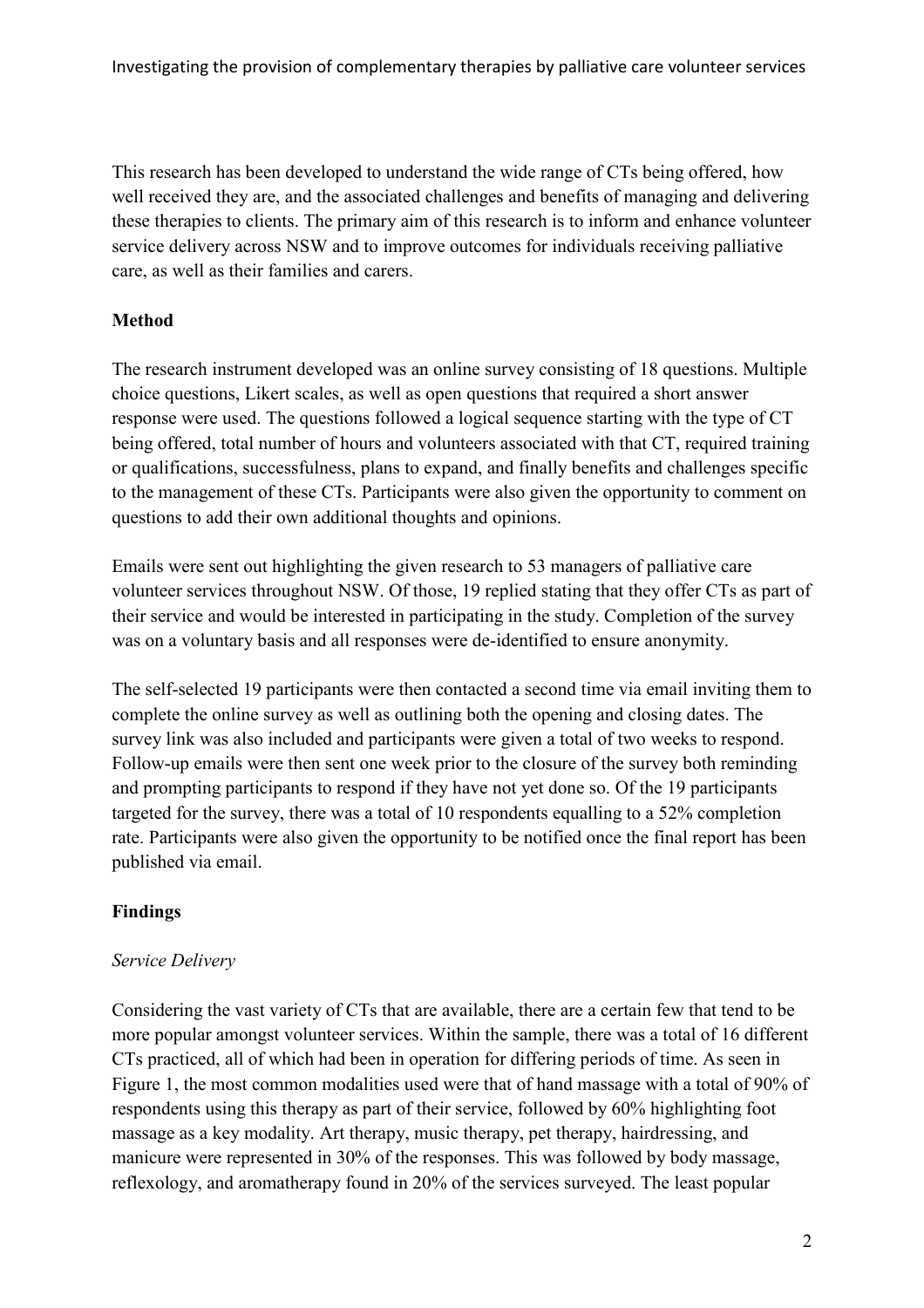This research has been developed to understand the wide range of CTs being offered, how well received they are, and the associated challenges and benefits of managing and delivering these therapies to clients. The primary aim of this research is to inform and enhance volunteer service delivery across NSW and to improve outcomes for individuals receiving palliative care, as well as their families and carers.

## Method

The research instrument developed was an online survey consisting of 18 questions. Multiple choice questions, Likert scales, as well as open questions that required a short answer response were used. The questions followed a logical sequence starting with the type of CT being offered, total number of hours and volunteers associated with that CT, required training or qualifications, successfulness, plans to expand, and finally benefits and challenges specific to the management of these CTs. Participants were also given the opportunity to comment on questions to add their own additional thoughts and opinions.

Emails were sent out highlighting the given research to 53 managers of palliative care volunteer services throughout NSW. Of those, 19 replied stating that they offer CTs as part of their service and would be interested in participating in the study. Completion of the survey was on a voluntary basis and all responses were de-identified to ensure anonymity.

The self-selected 19 participants were then contacted a second time via email inviting them to complete the online survey as well as outlining both the opening and closing dates. The survey link was also included and participants were given a total of two weeks to respond. Follow-up emails were then sent one week prior to the closure of the survey both reminding and prompting participants to respond if they have not yet done so. Of the 19 participants targeted for the survey, there was a total of 10 respondents equalling to a 52% completion rate. Participants were also given the opportunity to be notified once the final report has been published via email.

## Findings

### *Service Delivery*

Considering the vast variety of CTs that are available, there are a certain few that tend to be more popular amongst volunteer services. Within the sample, there was a total of 16 different CTs practiced, all of which had been in operation for differing periods of time. As seen in Figure 1, the most common modalities used were that of hand massage with a total of 90% of respondents using this therapy as part of their service, followed by 60% highlighting foot massage as a key modality. Art therapy, music therapy, pet therapy, hairdressing, and manicure were represented in 30% of the responses. This was followed by body massage, reflexology, and aromatherapy found in 20% of the services surveyed. The least popular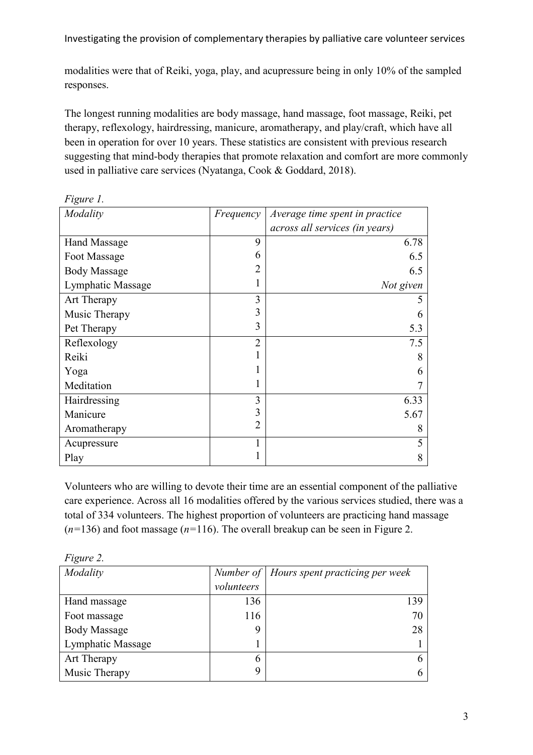modalities were that of Reiki, yoga, play, and acupressure being in only 10% of the sampled responses.

The longest running modalities are body massage, hand massage, foot massage, Reiki, pet therapy, reflexology, hairdressing, manicure, aromatherapy, and play/craft, which have all been in operation for over 10 years. These statistics are consistent with previous research suggesting that mind-body therapies that promote relaxation and comfort are more commonly used in palliative care services (Nyatanga, Cook & Goddard, 2018).

*Figure 1.*

| *Modality* | *Frequency* | *Average time spent in practice across all services (in years)* |
|---|---|---|
| Hand Massage | 9 | 6.78 |
| Foot Massage | 6 | 6.5 |
| Body Massage | 2 | 6.5 |
| Lymphatic Massage | 1 | *Not given* |
| Art Therapy | 3 | 5 |
| Music Therapy | 3 | 6 |
| Pet Therapy | 3 | 5.3 |
| Reflexology | 2 | 7.5 |
| Reiki | 1 | 8 |
| Yoga | 1 | 6 |
| Meditation | 1 | 7 |
| Hairdressing | 3 | 6.33 |
| Manicure | 3 | 5.67 |
| Aromatherapy | 2 | 8 |
| Acupressure | 1 | 5 |
| Play | 1 | 8 |

Volunteers who are willing to devote their time are an essential component of the palliative care experience. Across all 16 modalities offered by the various services studied, there was a total of 334 volunteers. The highest proportion of volunteers are practicing hand massage ($n$=136) and foot massage ($n$=116). The overall breakup can be seen in Figure 2.

*Figure 2.*

| *Modality* | *Number of volunteers* | *Hours spent practicing per week* |
|---|---|---|
| Hand massage | 136 | 139 |
| Foot massage | 116 | 70 |
| Body Massage | 9 | 28 |
| Lymphatic Massage | 1 | 1 |
| Art Therapy | 6 | 6 |
| Music Therapy | 9 | 6 |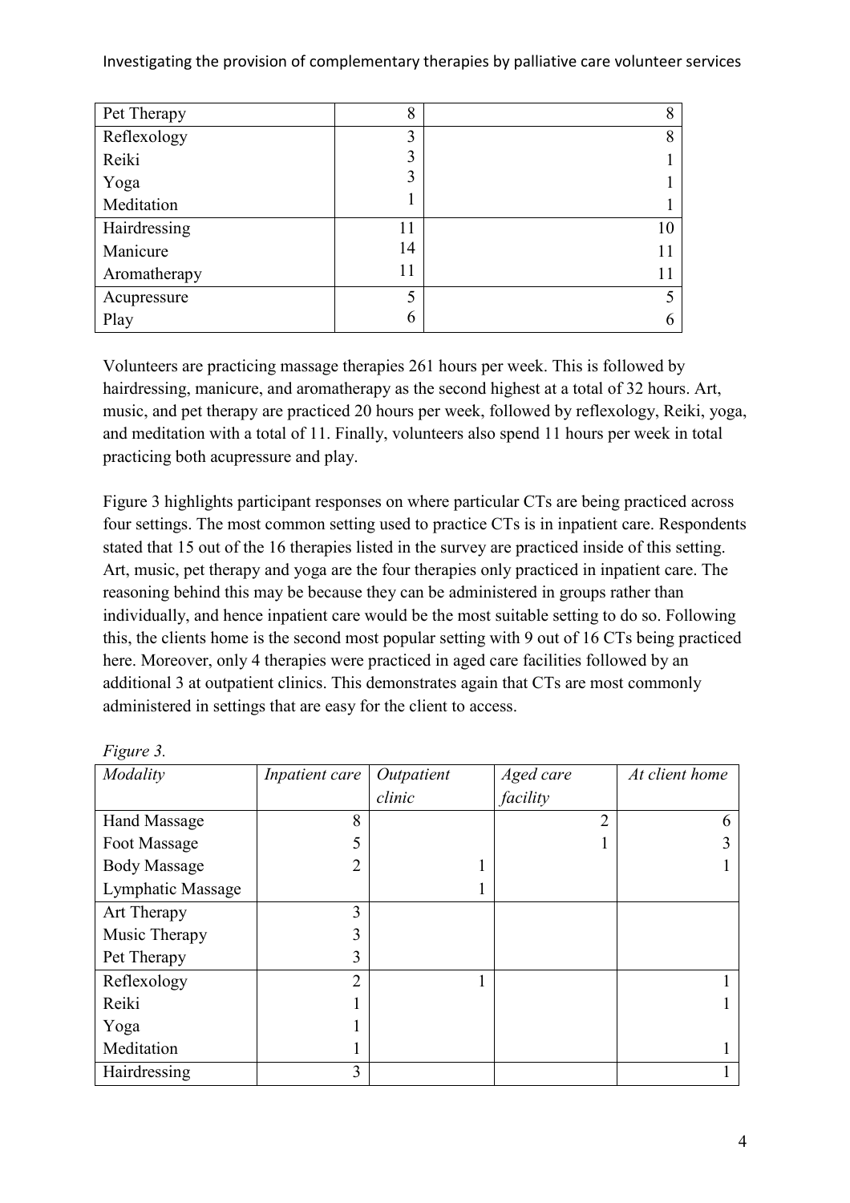| Pet Therapy | 8 | 8 |
|---|---|---|
| Reflexology | 3 | 8 |
| Reiki | 3 | 1 |
| Yoga | 3 | 1 |
| Meditation | 1 | 1 |
| Hairdressing | 11 | 10 |
| Manicure | 14 | 11 |
| Aromatherapy | 11 | 11 |
| Acupressure | 5 | 5 |
| Play | 6 | 6 |

Volunteers are practicing massage therapies 261 hours per week. This is followed by hairdressing, manicure, and aromatherapy as the second highest at a total of 32 hours. Art, music, and pet therapy are practiced 20 hours per week, followed by reflexology, Reiki, yoga, and meditation with a total of 11. Finally, volunteers also spend 11 hours per week in total practicing both acupressure and play.

Figure 3 highlights participant responses on where particular CTs are being practiced across four settings. The most common setting used to practice CTs is in inpatient care. Respondents stated that 15 out of the 16 therapies listed in the survey are practiced inside of this setting. Art, music, pet therapy and yoga are the four therapies only practiced in inpatient care. The reasoning behind this may be because they can be administered in groups rather than individually, and hence inpatient care would be the most suitable setting to do so. Following this, the clients home is the second most popular setting with 9 out of 16 CTs being practiced here. Moreover, only 4 therapies were practiced in aged care facilities followed by an additional 3 at outpatient clinics. This demonstrates again that CTs are most commonly administered in settings that are easy for the client to access.

*Figure 3.*

| *Modality* | *Inpatient care* | *Outpatient clinic* | *Aged care facility* | *At client home* |
|---|---|---|---|---|
| Hand Massage | 8 | | 2 | 6 |
| Foot Massage | 5 | | 1 | 3 |
| Body Massage | 2 | 1 | | 1 |
| Lymphatic Massage | | 1 | | |
| Art Therapy | 3 | | | |
| Music Therapy | 3 | | | |
| Pet Therapy | 3 | | | |
| Reflexology | 2 | 1 | | 1 |
| Reiki | 1 | | | 1 |
| Yoga | 1 | | | |
| Meditation | 1 | | | 1 |
| Hairdressing | 3 | | | 1 |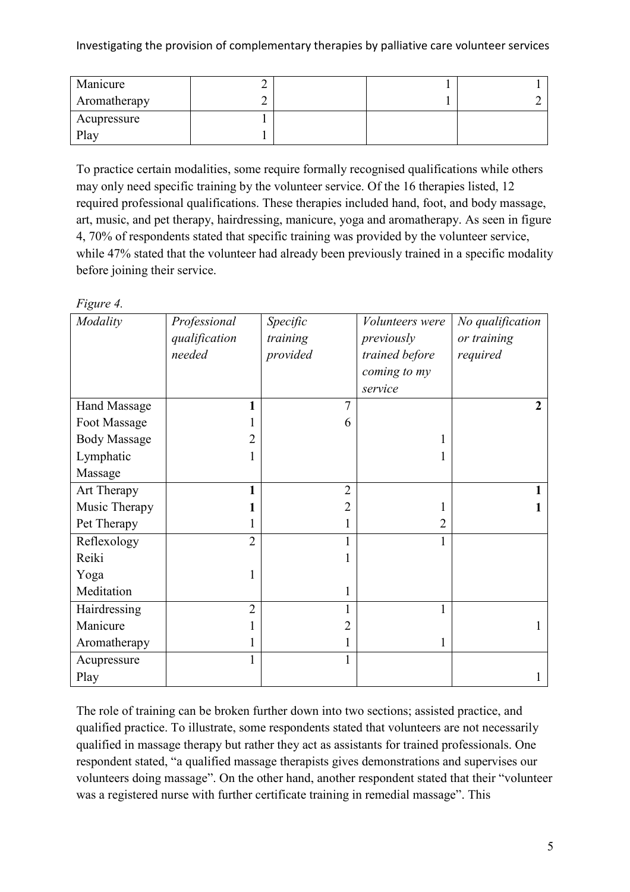| Manicure | 2 | | 1 | 1 |
|---|---|---|---|---|
| Aromatherapy | 2 | | 1 | 2 |
| Acupressure | 1 | | | |
| Play | 1 | | | |

To practice certain modalities, some require formally recognised qualifications while others may only need specific training by the volunteer service. Of the 16 therapies listed, 12 required professional qualifications. These therapies included hand, foot, and body massage, art, music, and pet therapy, hairdressing, manicure, yoga and aromatherapy. As seen in figure 4, 70% of respondents stated that specific training was provided by the volunteer service, while 47% stated that the volunteer had already been previously trained in a specific modality before joining their service.

*Figure 4.*

| *Modality* | *Professional qualification needed* | *Specific training provided* | *Volunteers were previously trained before coming to my service* | *No qualification or training required* |
|---|---|---|---|---|
| Hand Massage | **1** | 7 | | **2** |
| Foot Massage | 1 | 6 | | |
| Body Massage | 2 | | 1 | |
| Lymphatic Massage | 1 | | 1 | |
| Art Therapy | **1** | 2 | | **1** |
| Music Therapy | **1** | 2 | 1 | **1** |
| Pet Therapy | 1 | 1 | 2 | |
| Reflexology | 2 | 1 | 1 | |
| Reiki | | 1 | | |
| Yoga | 1 | | | |
| Meditation | | 1 | | |
| Hairdressing | 2 | 1 | 1 | |
| Manicure | 1 | 2 | | 1 |
| Aromatherapy | 1 | 1 | 1 | |
| Acupressure | 1 | 1 | | |
| Play | | | | 1 |

The role of training can be broken further down into two sections; assisted practice, and qualified practice. To illustrate, some respondents stated that volunteers are not necessarily qualified in massage therapy but rather they act as assistants for trained professionals. One respondent stated, "a qualified massage therapists gives demonstrations and supervises our volunteers doing massage". On the other hand, another respondent stated that their "volunteer was a registered nurse with further certificate training in remedial massage". This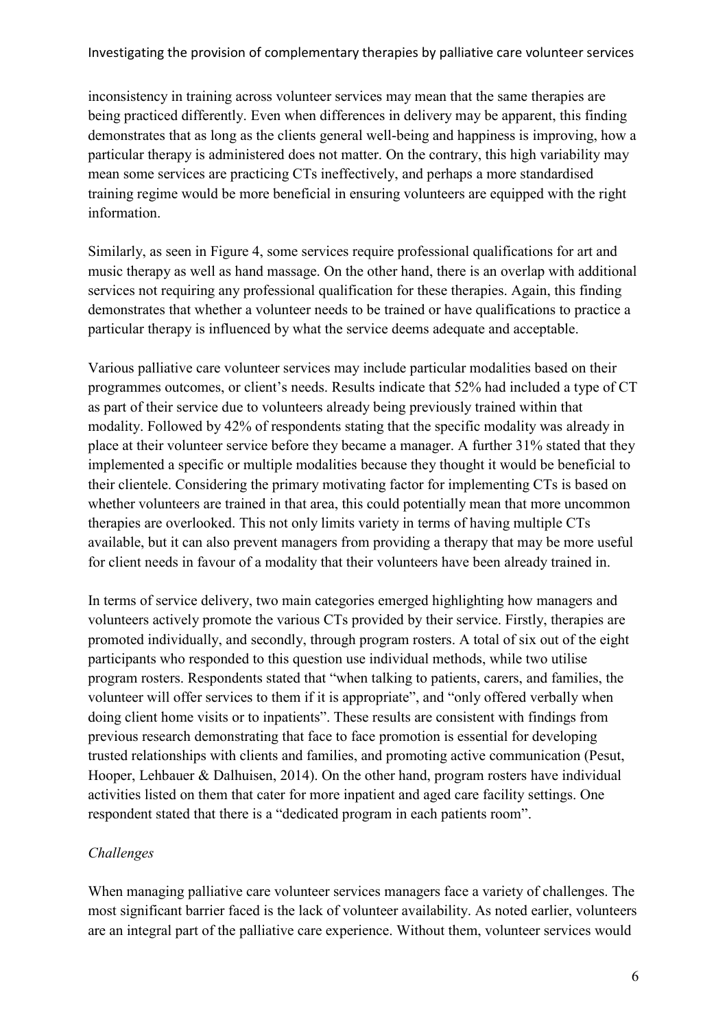inconsistency in training across volunteer services may mean that the same therapies are being practiced differently. Even when differences in delivery may be apparent, this finding demonstrates that as long as the clients general well-being and happiness is improving, how a particular therapy is administered does not matter. On the contrary, this high variability may mean some services are practicing CTs ineffectively, and perhaps a more standardised training regime would be more beneficial in ensuring volunteers are equipped with the right information.

Similarly, as seen in Figure 4, some services require professional qualifications for art and music therapy as well as hand massage. On the other hand, there is an overlap with additional services not requiring any professional qualification for these therapies. Again, this finding demonstrates that whether a volunteer needs to be trained or have qualifications to practice a particular therapy is influenced by what the service deems adequate and acceptable.

Various palliative care volunteer services may include particular modalities based on their programmes outcomes, or client's needs. Results indicate that 52% had included a type of CT as part of their service due to volunteers already being previously trained within that modality. Followed by 42% of respondents stating that the specific modality was already in place at their volunteer service before they became a manager. A further 31% stated that they implemented a specific or multiple modalities because they thought it would be beneficial to their clientele. Considering the primary motivating factor for implementing CTs is based on whether volunteers are trained in that area, this could potentially mean that more uncommon therapies are overlooked. This not only limits variety in terms of having multiple CTs available, but it can also prevent managers from providing a therapy that may be more useful for client needs in favour of a modality that their volunteers have been already trained in.

In terms of service delivery, two main categories emerged highlighting how managers and volunteers actively promote the various CTs provided by their service. Firstly, therapies are promoted individually, and secondly, through program rosters. A total of six out of the eight participants who responded to this question use individual methods, while two utilise program rosters. Respondents stated that "when talking to patients, carers, and families, the volunteer will offer services to them if it is appropriate", and "only offered verbally when doing client home visits or to inpatients". These results are consistent with findings from previous research demonstrating that face to face promotion is essential for developing trusted relationships with clients and families, and promoting active communication (Pesut, Hooper, Lehbauer & Dalhuisen, 2014). On the other hand, program rosters have individual activities listed on them that cater for more inpatient and aged care facility settings. One respondent stated that there is a "dedicated program in each patients room".

*Challenges*

When managing palliative care volunteer services managers face a variety of challenges. The most significant barrier faced is the lack of volunteer availability. As noted earlier, volunteers are an integral part of the palliative care experience. Without them, volunteer services would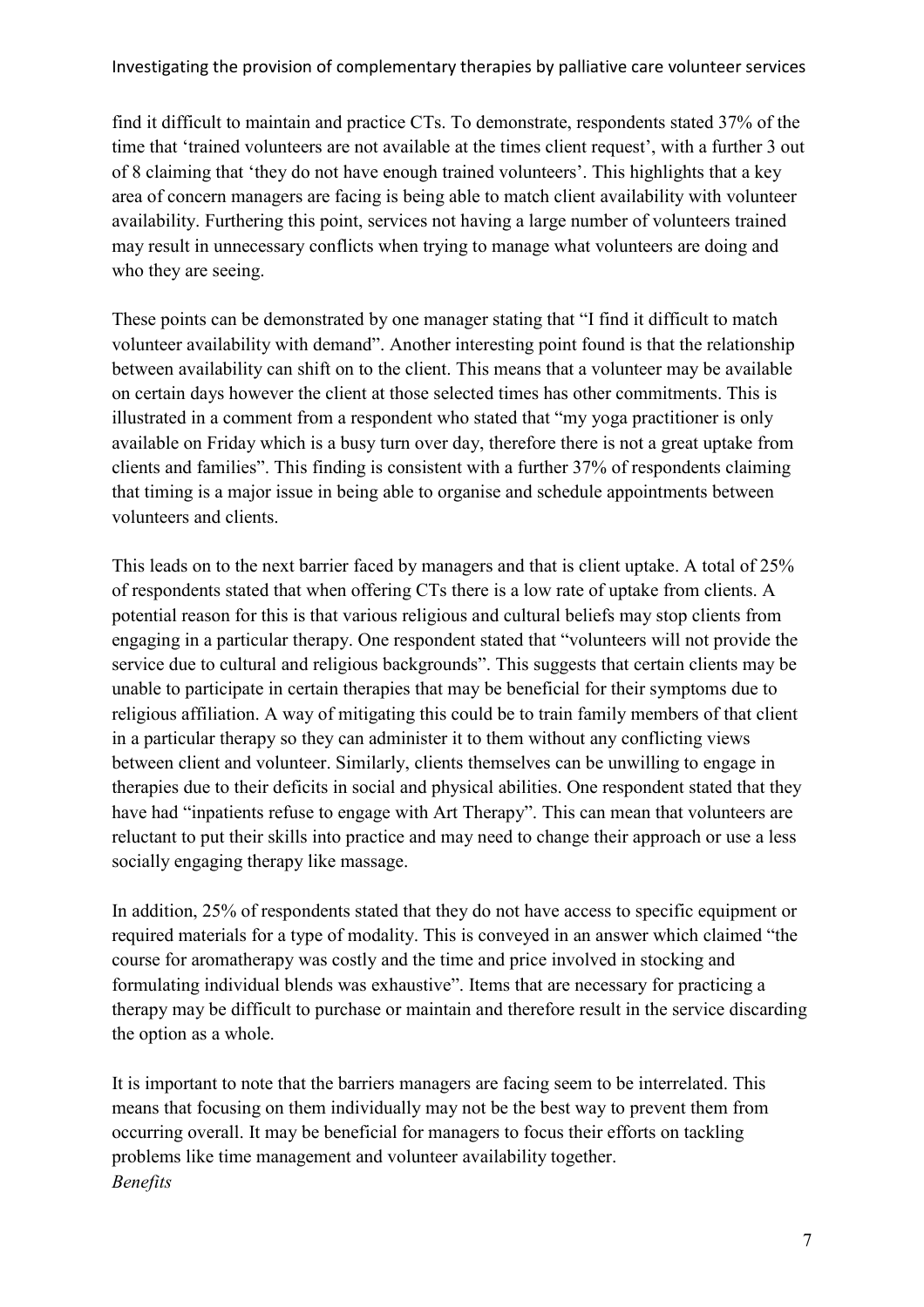find it difficult to maintain and practice CTs. To demonstrate, respondents stated 37% of the time that 'trained volunteers are not available at the times client request', with a further 3 out of 8 claiming that 'they do not have enough trained volunteers'. This highlights that a key area of concern managers are facing is being able to match client availability with volunteer availability. Furthering this point, services not having a large number of volunteers trained may result in unnecessary conflicts when trying to manage what volunteers are doing and who they are seeing.

These points can be demonstrated by one manager stating that "I find it difficult to match volunteer availability with demand". Another interesting point found is that the relationship between availability can shift on to the client. This means that a volunteer may be available on certain days however the client at those selected times has other commitments. This is illustrated in a comment from a respondent who stated that "my yoga practitioner is only available on Friday which is a busy turn over day, therefore there is not a great uptake from clients and families". This finding is consistent with a further 37% of respondents claiming that timing is a major issue in being able to organise and schedule appointments between volunteers and clients.

This leads on to the next barrier faced by managers and that is client uptake. A total of 25% of respondents stated that when offering CTs there is a low rate of uptake from clients. A potential reason for this is that various religious and cultural beliefs may stop clients from engaging in a particular therapy. One respondent stated that "volunteers will not provide the service due to cultural and religious backgrounds". This suggests that certain clients may be unable to participate in certain therapies that may be beneficial for their symptoms due to religious affiliation. A way of mitigating this could be to train family members of that client in a particular therapy so they can administer it to them without any conflicting views between client and volunteer. Similarly, clients themselves can be unwilling to engage in therapies due to their deficits in social and physical abilities. One respondent stated that they have had "inpatients refuse to engage with Art Therapy". This can mean that volunteers are reluctant to put their skills into practice and may need to change their approach or use a less socially engaging therapy like massage.

In addition, 25% of respondents stated that they do not have access to specific equipment or required materials for a type of modality. This is conveyed in an answer which claimed "the course for aromatherapy was costly and the time and price involved in stocking and formulating individual blends was exhaustive". Items that are necessary for practicing a therapy may be difficult to purchase or maintain and therefore result in the service discarding the option as a whole.

It is important to note that the barriers managers are facing seem to be interrelated. This means that focusing on them individually may not be the best way to prevent them from occurring overall. It may be beneficial for managers to focus their efforts on tackling problems like time management and volunteer availability together.

*Benefits*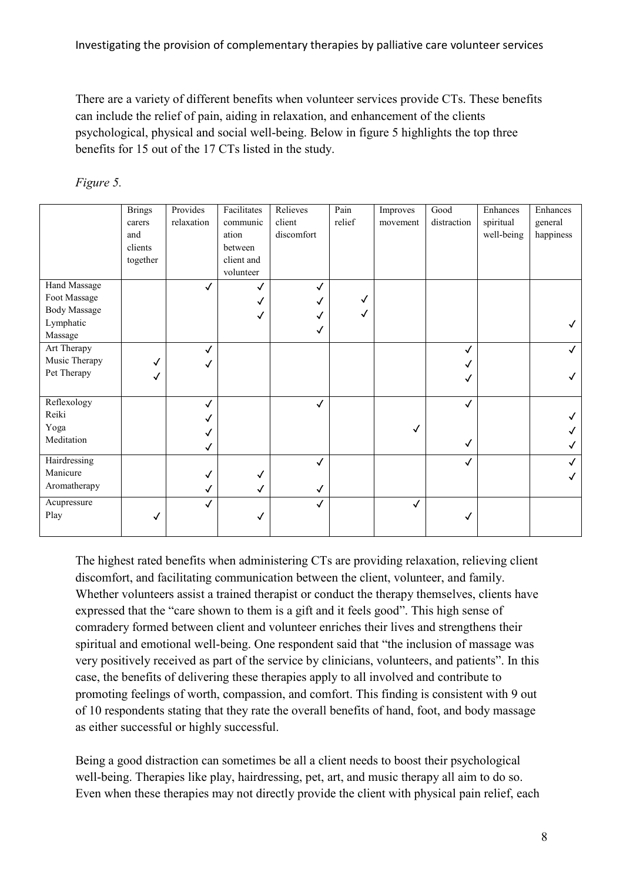There are a variety of different benefits when volunteer services provide CTs. These benefits can include the relief of pain, aiding in relaxation, and enhancement of the clients psychological, physical and social well-being. Below in figure 5 highlights the top three benefits for 15 out of the 17 CTs listed in the study.

*Figure 5.*

| | Brings carers and clients together | Provides relaxation | Facilitates communication between client and volunteer | Relieves client discomfort | Pain relief | Improves movement | Good distraction | Enhances spiritual well-being | Enhances general happiness |
|---|---|---|---|---|---|---|---|---|---|
| Hand Massage | | ✓ | ✓ | ✓ | | | | | |
| Foot Massage | | | ✓ | ✓ | ✓ | | | | |
| Body Massage | | | ✓ | ✓ | ✓ | | | | |
| Lymphatic Massage | | | | ✓ | | | | | ✓ |
| Art Therapy | | ✓ | | | | | ✓ | | ✓ |
| Music Therapy | ✓ | ✓ | | | | | ✓ | | |
| Pet Therapy | ✓ | | | | | | ✓ | | ✓ |
| Reflexology | | ✓ | | ✓ | | | ✓ | | |
| Reiki | | ✓ | | | | | | | ✓ |
| Yoga | | ✓ | | | | ✓ | | | ✓ |
| Meditation | | ✓ | | | | | ✓ | | ✓ |
| Hairdressing | | | | ✓ | | | ✓ | | ✓ |
| Manicure | | ✓ | ✓ | | | | | | ✓ |
| Aromatherapy | | ✓ | ✓ | ✓ | | | | | |
| Acupressure | | ✓ | | ✓ | | ✓ | | | |
| Play | ✓ | | ✓ | | | | ✓ | | |

The highest rated benefits when administering CTs are providing relaxation, relieving client discomfort, and facilitating communication between the client, volunteer, and family. Whether volunteers assist a trained therapist or conduct the therapy themselves, clients have expressed that the "care shown to them is a gift and it feels good". This high sense of comradery formed between client and volunteer enriches their lives and strengthens their spiritual and emotional well-being. One respondent said that "the inclusion of massage was very positively received as part of the service by clinicians, volunteers, and patients". In this case, the benefits of delivering these therapies apply to all involved and contribute to promoting feelings of worth, compassion, and comfort. This finding is consistent with 9 out of 10 respondents stating that they rate the overall benefits of hand, foot, and body massage as either successful or highly successful.

Being a good distraction can sometimes be all a client needs to boost their psychological well-being. Therapies like play, hairdressing, pet, art, and music therapy all aim to do so. Even when these therapies may not directly provide the client with physical pain relief, each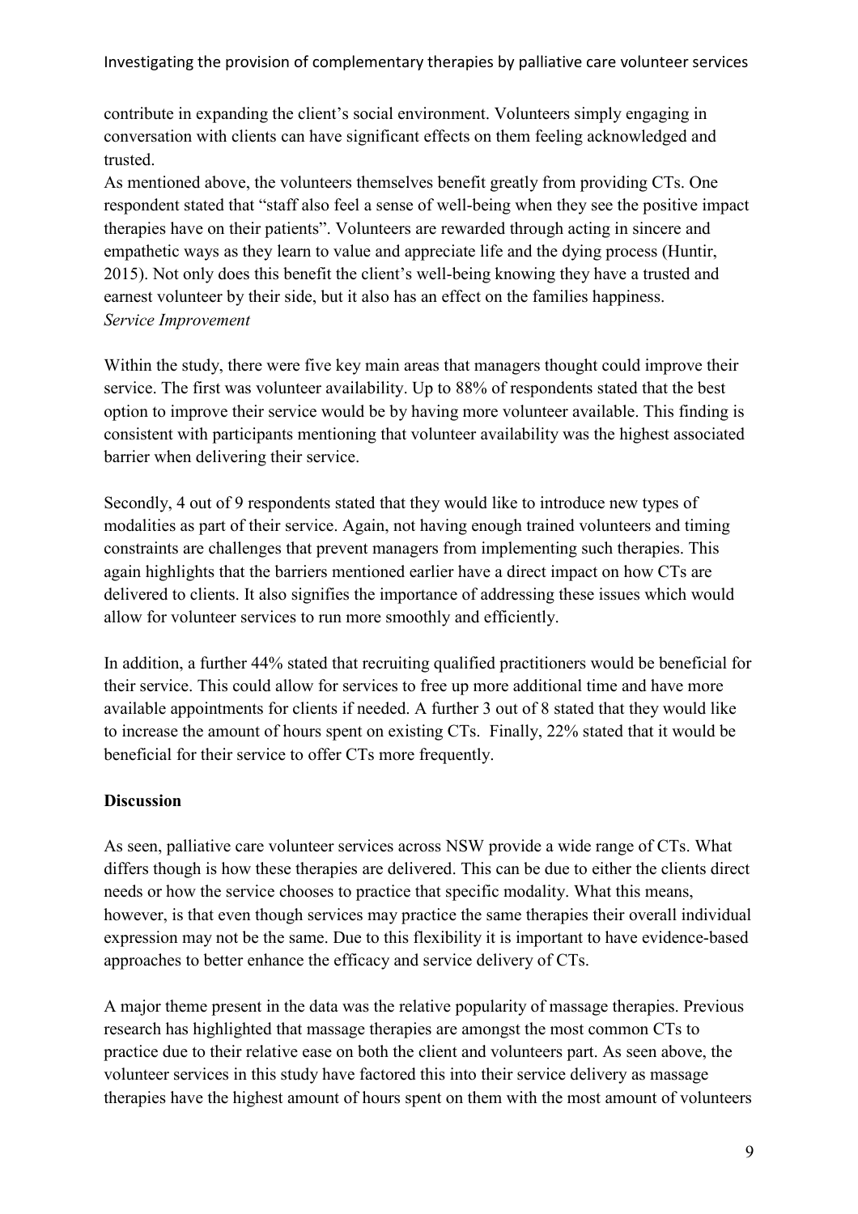contribute in expanding the client's social environment. Volunteers simply engaging in conversation with clients can have significant effects on them feeling acknowledged and trusted.
As mentioned above, the volunteers themselves benefit greatly from providing CTs. One respondent stated that "staff also feel a sense of well-being when they see the positive impact therapies have on their patients". Volunteers are rewarded through acting in sincere and empathetic ways as they learn to value and appreciate life and the dying process (Huntir, 2015). Not only does this benefit the client's well-being knowing they have a trusted and earnest volunteer by their side, but it also has an effect on the families happiness.
*Service Improvement*

Within the study, there were five key main areas that managers thought could improve their service. The first was volunteer availability. Up to 88% of respondents stated that the best option to improve their service would be by having more volunteer available. This finding is consistent with participants mentioning that volunteer availability was the highest associated barrier when delivering their service.

Secondly, 4 out of 9 respondents stated that they would like to introduce new types of modalities as part of their service. Again, not having enough trained volunteers and timing constraints are challenges that prevent managers from implementing such therapies. This again highlights that the barriers mentioned earlier have a direct impact on how CTs are delivered to clients. It also signifies the importance of addressing these issues which would allow for volunteer services to run more smoothly and efficiently.

In addition, a further 44% stated that recruiting qualified practitioners would be beneficial for their service. This could allow for services to free up more additional time and have more available appointments for clients if needed. A further 3 out of 8 stated that they would like to increase the amount of hours spent on existing CTs. Finally, 22% stated that it would be beneficial for their service to offer CTs more frequently.

**Discussion**

As seen, palliative care volunteer services across NSW provide a wide range of CTs. What differs though is how these therapies are delivered. This can be due to either the clients direct needs or how the service chooses to practice that specific modality. What this means, however, is that even though services may practice the same therapies their overall individual expression may not be the same. Due to this flexibility it is important to have evidence-based approaches to better enhance the efficacy and service delivery of CTs.

A major theme present in the data was the relative popularity of massage therapies. Previous research has highlighted that massage therapies are amongst the most common CTs to practice due to their relative ease on both the client and volunteers part. As seen above, the volunteer services in this study have factored this into their service delivery as massage therapies have the highest amount of hours spent on them with the most amount of volunteers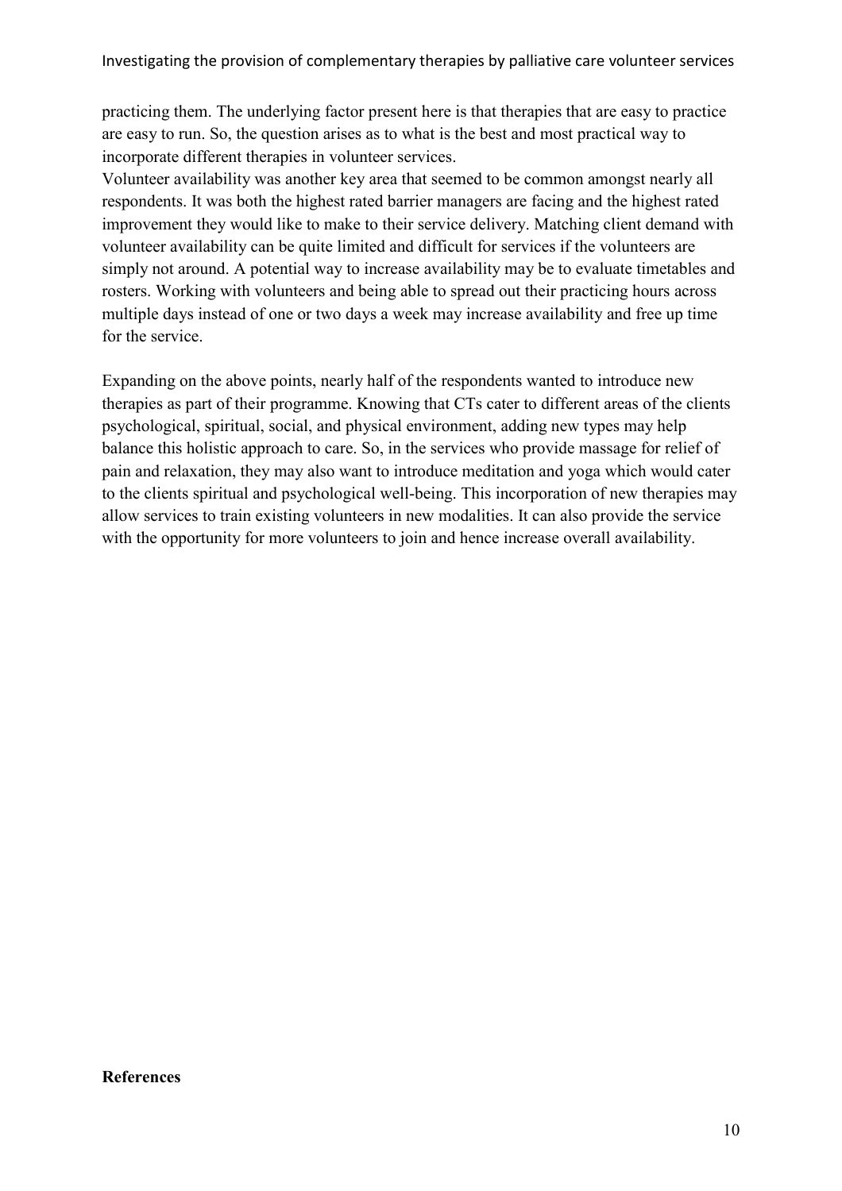practicing them. The underlying factor present here is that therapies that are easy to practice are easy to run. So, the question arises as to what is the best and most practical way to incorporate different therapies in volunteer services.

Volunteer availability was another key area that seemed to be common amongst nearly all respondents. It was both the highest rated barrier managers are facing and the highest rated improvement they would like to make to their service delivery. Matching client demand with volunteer availability can be quite limited and difficult for services if the volunteers are simply not around. A potential way to increase availability may be to evaluate timetables and rosters. Working with volunteers and being able to spread out their practicing hours across multiple days instead of one or two days a week may increase availability and free up time for the service.

Expanding on the above points, nearly half of the respondents wanted to introduce new therapies as part of their programme. Knowing that CTs cater to different areas of the clients psychological, spiritual, social, and physical environment, adding new types may help balance this holistic approach to care. So, in the services who provide massage for relief of pain and relaxation, they may also want to introduce meditation and yoga which would cater to the clients spiritual and psychological well-being. This incorporation of new therapies may allow services to train existing volunteers in new modalities. It can also provide the service with the opportunity for more volunteers to join and hence increase overall availability.

**References**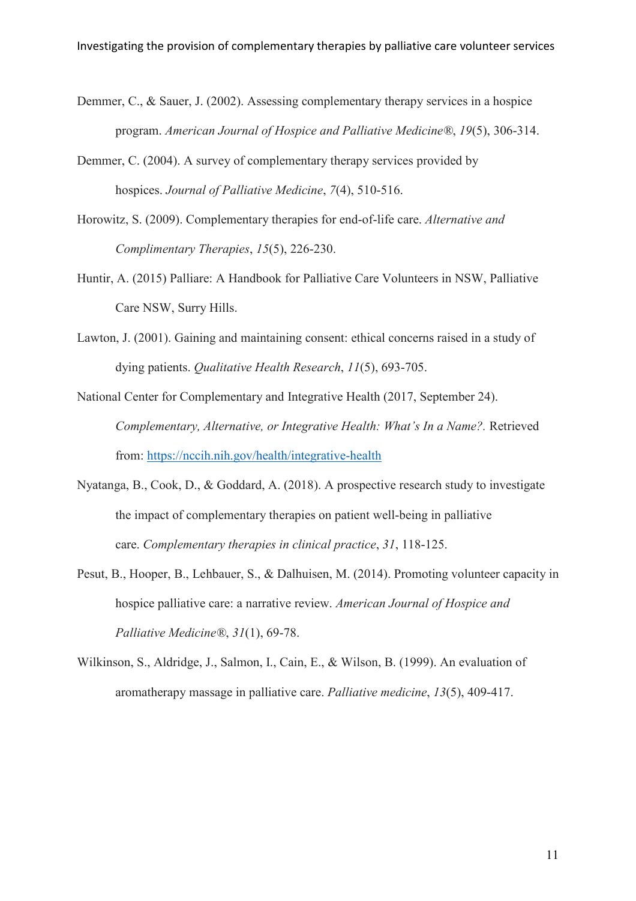Demmer, C., & Sauer, J. (2002). Assessing complementary therapy services in a hospice program. *American Journal of Hospice and Palliative Medicine®*, *19*(5), 306-314.

Demmer, C. (2004). A survey of complementary therapy services provided by hospices. *Journal of Palliative Medicine*, *7*(4), 510-516.

Horowitz, S. (2009). Complementary therapies for end-of-life care. *Alternative and Complimentary Therapies*, *15*(5), 226-230.

Huntir, A. (2015) Palliare: A Handbook for Palliative Care Volunteers in NSW, Palliative Care NSW, Surry Hills.

Lawton, J. (2001). Gaining and maintaining consent: ethical concerns raised in a study of dying patients. *Qualitative Health Research*, *11*(5), 693-705.

National Center for Complementary and Integrative Health (2017, September 24). *Complementary, Alternative, or Integrative Health: What's In a Name?.* Retrieved from: https://nccih.nih.gov/health/integrative-health

Nyatanga, B., Cook, D., & Goddard, A. (2018). A prospective research study to investigate the impact of complementary therapies on patient well-being in palliative care. *Complementary therapies in clinical practice*, *31*, 118-125.

Pesut, B., Hooper, B., Lehbauer, S., & Dalhuisen, M. (2014). Promoting volunteer capacity in hospice palliative care: a narrative review. *American Journal of Hospice and Palliative Medicine®*, *31*(1), 69-78.

Wilkinson, S., Aldridge, J., Salmon, I., Cain, E., & Wilson, B. (1999). An evaluation of aromatherapy massage in palliative care. *Palliative medicine*, *13*(5), 409-417.